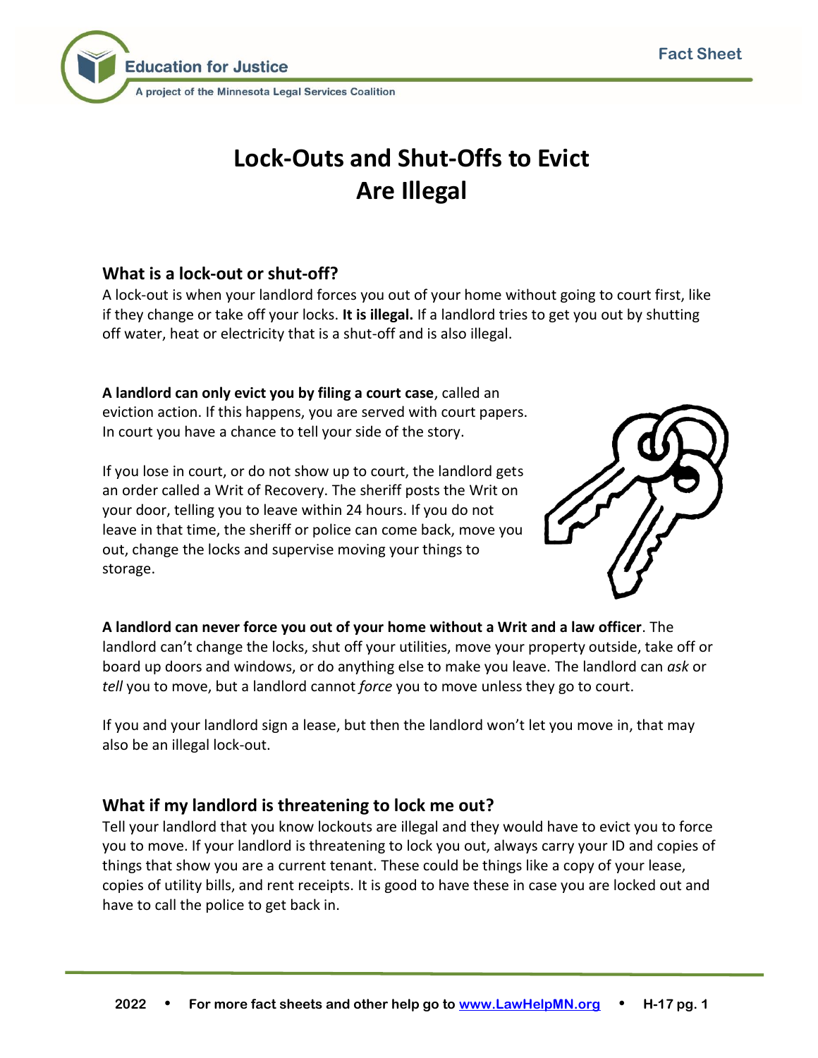# Lock-Outs and Shut-Offs to Evict Are Illegal

## What is a lock-out or shut-off?

A lock-out is when your landlord forces you out of your home without going to court first, like if they change or take off your locks. **It is illegal.** If a landlord tries to get you out by shutting off water, heat or electricity that is a shut-off and is also illegal.

**A landlord can only evict you by filing a court case**, called an eviction action. If this happens, you are served with court papers. In court you have a chance to tell your side of the story.

If you lose in court, or do not show up to court, the landlord gets an order called a Writ of Recovery. The sheriff posts the Writ on your door, telling you to leave within 24 hours. If you do not leave in that time, the sheriff or police can come back, move you out, change the locks and supervise moving your things to storage.

**A landlord can never force you out of your home without a Writ and a law officer**. The landlord can't change the locks, shut off your utilities, move your property outside, take off or board up doors and windows, or do anything else to make you leave. The landlord can *ask* or *tell* you to move, but a landlord cannot *force* you to move unless they go to court.

If you and your landlord sign a lease, but then the landlord won't let you move in, that may also be an illegal lock-out.

## What if my landlord is threatening to lock me out?

Tell your landlord that you know lockouts are illegal and they would have to evict you to force you to move. If your landlord is threatening to lock you out, always carry your ID and copies of things that show you are a current tenant. These could be things like a copy of your lease, copies of utility bills, and rent receipts. It is good to have these in case you are locked out and have to call the police to get back in.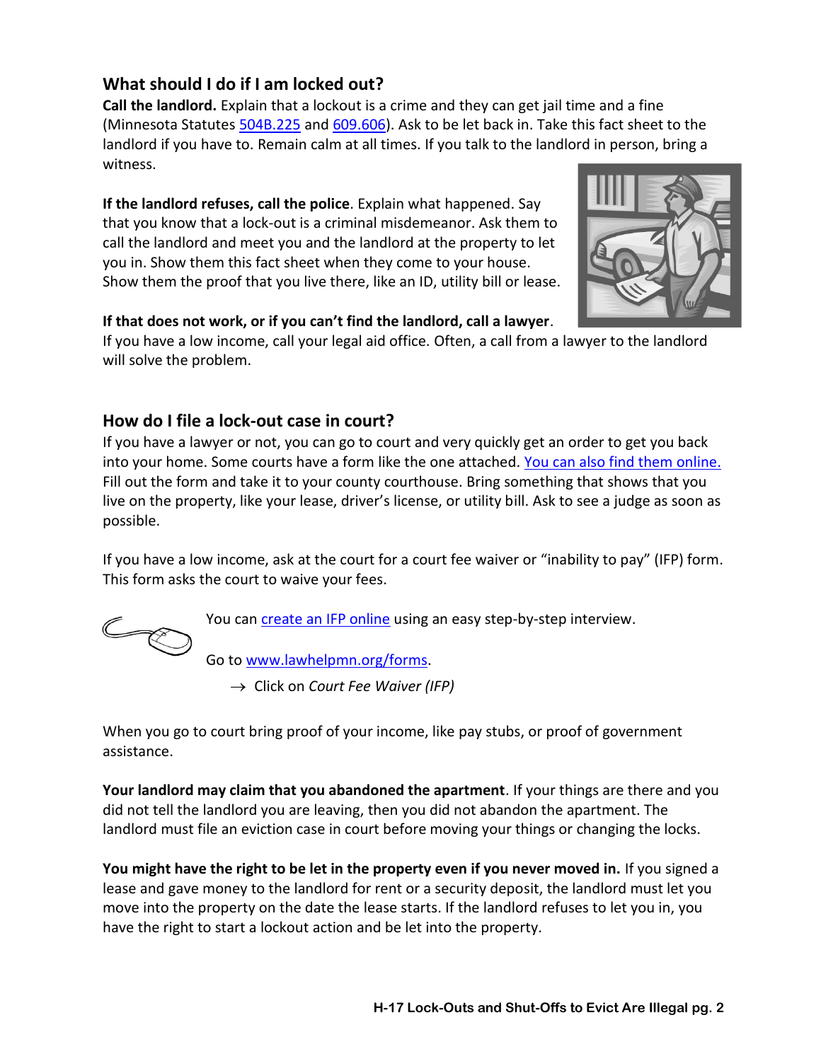## What should I do if I am locked out?

**Call the landlord.** Explain that a lockout is a crime and they can get jail time and a fine (Minnesota Statutes 504B.225 and 609.606). Ask to be let back in. Take this fact sheet to the landlord if you have to. Remain calm at all times. If you talk to the landlord in person, bring a witness.

**If the landlord refuses, call the police**. Explain what happened. Say that you know that a lock-out is a criminal misdemeanor. Ask them to call the landlord and meet you and the landlord at the property to let you in. Show them this fact sheet when they come to your house. Show them the proof that you live there, like an ID, utility bill or lease.

**If that does not work, or if you can't find the landlord, call a lawyer**. If you have a low income, call your legal aid office. Often, a call from a lawyer to the landlord will solve the problem.

## How do I file a lock-out case in court?

If you have a lawyer or not, you can go to court and very quickly get an order to get you back into your home. Some courts have a form like the one attached. You can also find them online. Fill out the form and take it to your county courthouse. Bring something that shows that you live on the property, like your lease, driver's license, or utility bill. Ask to see a judge as soon as possible.

If you have a low income, ask at the court for a court fee waiver or "inability to pay" (IFP) form. This form asks the court to waive your fees.

You can create an IFP online using an easy step-by-step interview.

Go to www.lawhelpmn.org/forms.

→ Click on *Court Fee Waiver (IFP)*

When you go to court bring proof of your income, like pay stubs, or proof of government assistance.

**Your landlord may claim that you abandoned the apartment**. If your things are there and you did not tell the landlord you are leaving, then you did not abandon the apartment. The landlord must file an eviction case in court before moving your things or changing the locks.

**You might have the right to be let in the property even if you never moved in.** If you signed a lease and gave money to the landlord for rent or a security deposit, the landlord must let you move into the property on the date the lease starts. If the landlord refuses to let you in, you have the right to start a lockout action and be let into the property.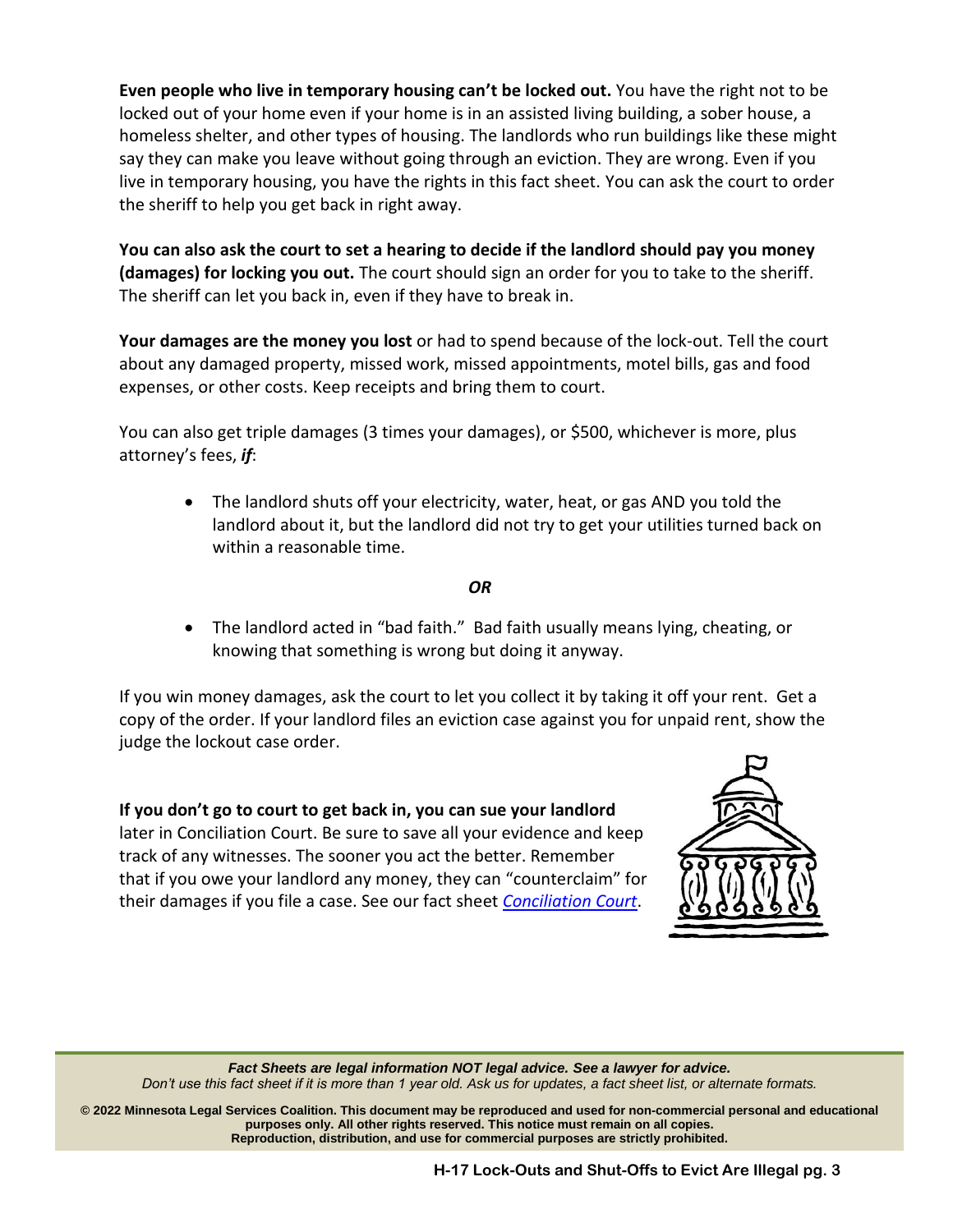**Even people who live in temporary housing can't be locked out.** You have the right not to be locked out of your home even if your home is in an assisted living building, a sober house, a homeless shelter, and other types of housing. The landlords who run buildings like these might say they can make you leave without going through an eviction. They are wrong. Even if you live in temporary housing, you have the rights in this fact sheet. You can ask the court to order the sheriff to help you get back in right away.

**You can also ask the court to set a hearing to decide if the landlord should pay you money (damages) for locking you out.** The court should sign an order for you to take to the sheriff. The sheriff can let you back in, even if they have to break in.

**Your damages are the money you lost** or had to spend because of the lock-out. Tell the court about any damaged property, missed work, missed appointments, motel bills, gas and food expenses, or other costs. Keep receipts and bring them to court.

You can also get triple damages (3 times your damages), or $500, whichever is more, plus attorney's fees, ***if***:

- The landlord shuts off your electricity, water, heat, or gas AND you told the landlord about it, but the landlord did not try to get your utilities turned back on within a reasonable time.

***OR***

- The landlord acted in "bad faith." Bad faith usually means lying, cheating, or knowing that something is wrong but doing it anyway.

If you win money damages, ask the court to let you collect it by taking it off your rent. Get a copy of the order. If your landlord files an eviction case against you for unpaid rent, show the judge the lockout case order.

**If you don't go to court to get back in, you can sue your landlord** later in Conciliation Court. Be sure to save all your evidence and keep track of any witnesses. The sooner you act the better. Remember that if you owe your landlord any money, they can "counterclaim" for their damages if you file a case. See our fact sheet *Conciliation Court*.

***Fact Sheets are legal information NOT legal advice. See a lawyer for advice.***
*Don't use this fact sheet if it is more than 1 year old. Ask us for updates, a fact sheet list, or alternate formats.*

**© 2022 Minnesota Legal Services Coalition. This document may be reproduced and used for non-commercial personal and educational purposes only. All other rights reserved. This notice must remain on all copies. Reproduction, distribution, and use for commercial purposes are strictly prohibited.**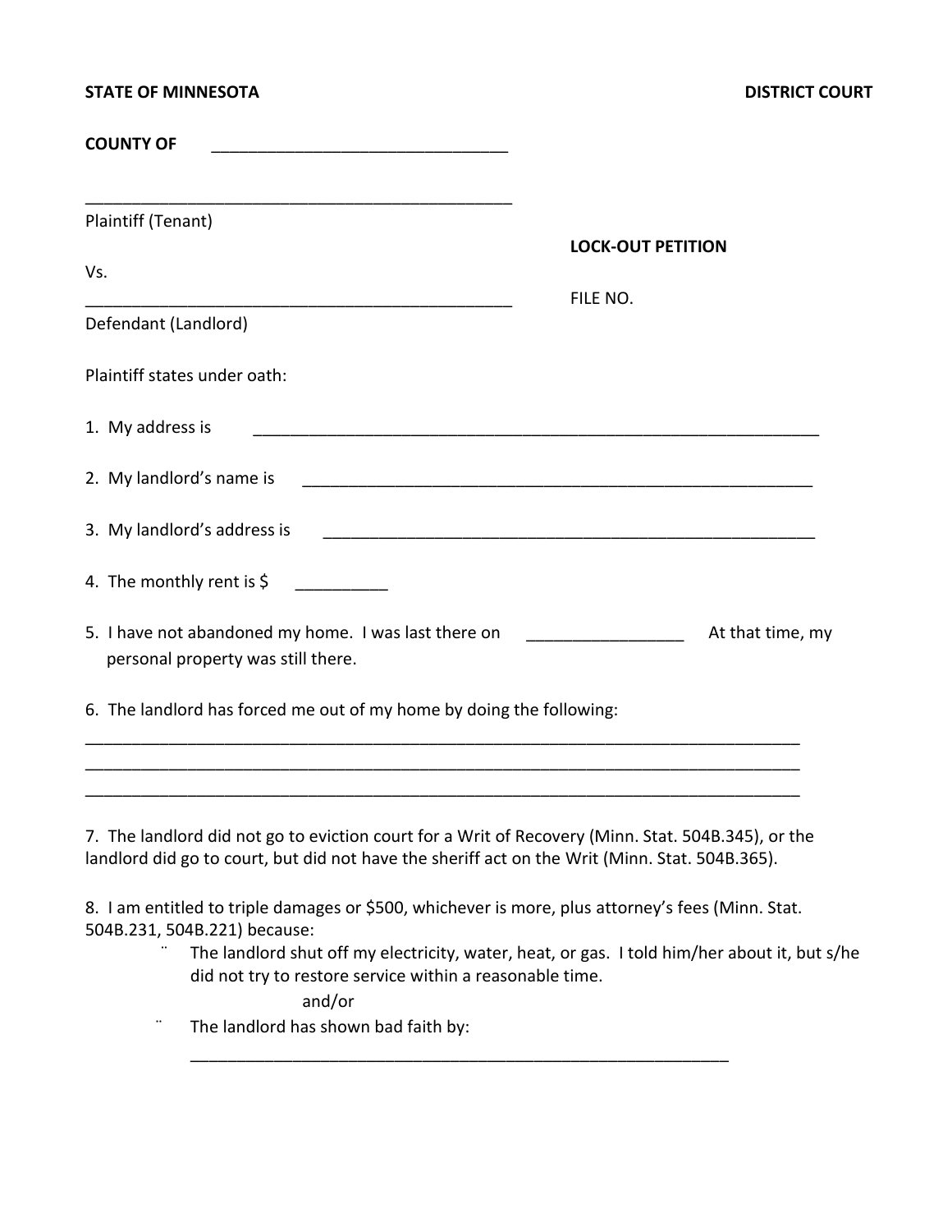**STATE OF MINNESOTA** **DISTRICT COURT**

**COUNTY OF** ________________________________

_______________________________________________
Plaintiff (Tenant)

**LOCK-OUT PETITION**

Vs.

_______________________________________________
Defendant (Landlord)

FILE NO.

Plaintiff states under oath:

1. My address is ______________________________________________________________

2. My landlord's name is _______________________________________________________

3. My landlord's address is _____________________________________________________

4. The monthly rent is $ __________

5. I have not abandoned my home. I was last there on _________________ At that time, my personal property was still there.

6. The landlord has forced me out of my home by doing the following:

_______________________________________________________________________________
_______________________________________________________________________________
_______________________________________________________________________________

7. The landlord did not go to eviction court for a Writ of Recovery (Minn. Stat. 504B.345), or the landlord did go to court, but did not have the sheriff act on the Writ (Minn. Stat. 504B.365).

8. I am entitled to triple damages or $500, whichever is more, plus attorney's fees (Minn. Stat. 504B.231, 504B.221) because:

- ¨ The landlord shut off my electricity, water, heat, or gas. I told him/her about it, but s/he did not try to restore service within a reasonable time.

  and/or

- ¨ The landlord has shown bad faith by:

  ___________________________________________________________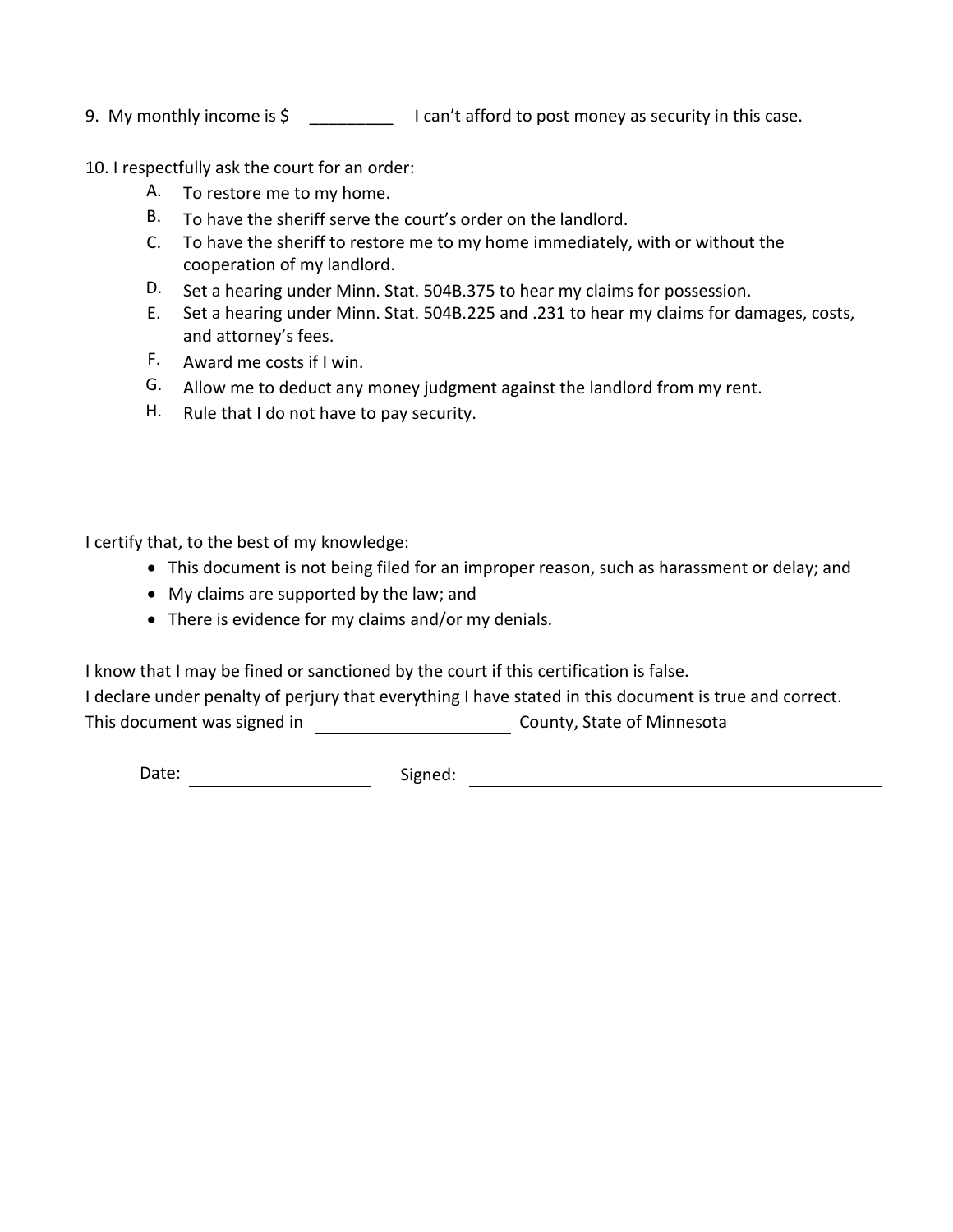9. My monthly income is $ _________ I can't afford to post money as security in this case.

10. I respectfully ask the court for an order:

   A. To restore me to my home.
   B. To have the sheriff serve the court's order on the landlord.
   C. To have the sheriff to restore me to my home immediately, with or without the cooperation of my landlord.
   D. Set a hearing under Minn. Stat. 504B.375 to hear my claims for possession.
   E. Set a hearing under Minn. Stat. 504B.225 and .231 to hear my claims for damages, costs, and attorney's fees.
   F. Award me costs if I win.
   G. Allow me to deduct any money judgment against the landlord from my rent.
   H. Rule that I do not have to pay security.

I certify that, to the best of my knowledge:

- This document is not being filed for an improper reason, such as harassment or delay; and
- My claims are supported by the law; and
- There is evidence for my claims and/or my denials.

I know that I may be fined or sanctioned by the court if this certification is false.
I declare under penalty of perjury that everything I have stated in this document is true and correct.
This document was signed in ____________________ County, State of Minnesota

Date: ____________________ Signed: ____________________________________________